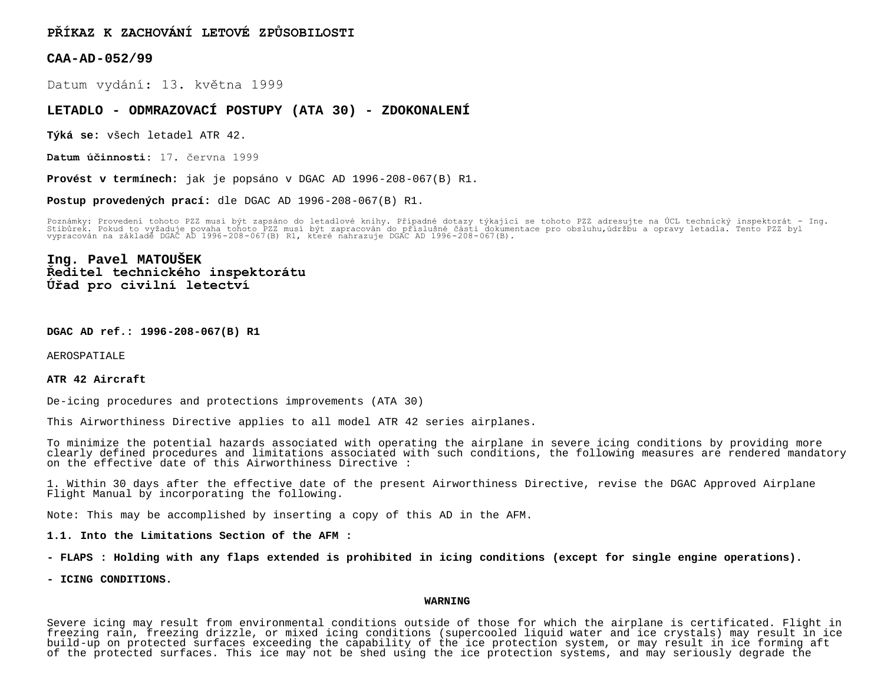# PŘÍKAZ K ZACHOVÁNÍ LETOVÉ ZPŮSOBILOSTI

## CAA-AD-052/99

Datum vydání: 13. května 1999

## LETADLO - ODMRAZOVACÍ POSTUPY (ATA 30) - ZDOKONALENÍ

**Týká se:** všech letadel ATR 42.

**Datum účinnosti:** 17. června 1999

**Provést v termínech:** jak je popsáno v DGAC AD 1996-208-067(B) R1.

**Postup provedených prací:** dle DGAC AD 1996-208-067(B) R1.

Poznámky: Provedení tohoto PZZ musí být zapsáno do letadlové knihy. Případné dotazy týkající se tohoto PZZ adresujte na ÚCL technický inspektorát - Ing. Stibůrek. Pokud to vyžaduje povaha tohoto PZZ musí být zapracován do příslušné části dokumentace pro obsluhu,údržbu a opravy letadla. Tento PZZ byl vypracován na základě DGAC AD 1996-208-067(B) R1, které nahrazuje DGAC AD 1996-208-067(B).

**Ing. Pavel MATOUŠEK**
**Ředitel technického inspektorátu**
**Úřad pro civilní letectví**

**DGAC AD ref.: 1996-208-067(B) R1**

AEROSPATIALE

**ATR 42 Aircraft**

De-icing procedures and protections improvements (ATA 30)

This Airworthiness Directive applies to all model ATR 42 series airplanes.

To minimize the potential hazards associated with operating the airplane in severe icing conditions by providing more clearly defined procedures and limitations associated with such conditions, the following measures are rendered mandatory on the effective date of this Airworthiness Directive :

1. Within 30 days after the effective date of the present Airworthiness Directive, revise the DGAC Approved Airplane Flight Manual by incorporating the following.

Note: This may be accomplished by inserting a copy of this AD in the AFM.

**1.1. Into the Limitations Section of the AFM :**

**- FLAPS : Holding with any flaps extended is prohibited in icing conditions (except for single engine operations).**

**- ICING CONDITIONS.**

**WARNING**

Severe icing may result from environmental conditions outside of those for which the airplane is certificated. Flight in freezing rain, freezing drizzle, or mixed icing conditions (supercooled liquid water and ice crystals) may result in ice build-up on protected surfaces exceeding the capability of the ice protection system, or may result in ice forming aft of the protected surfaces. This ice may not be shed using the ice protection systems, and may seriously degrade the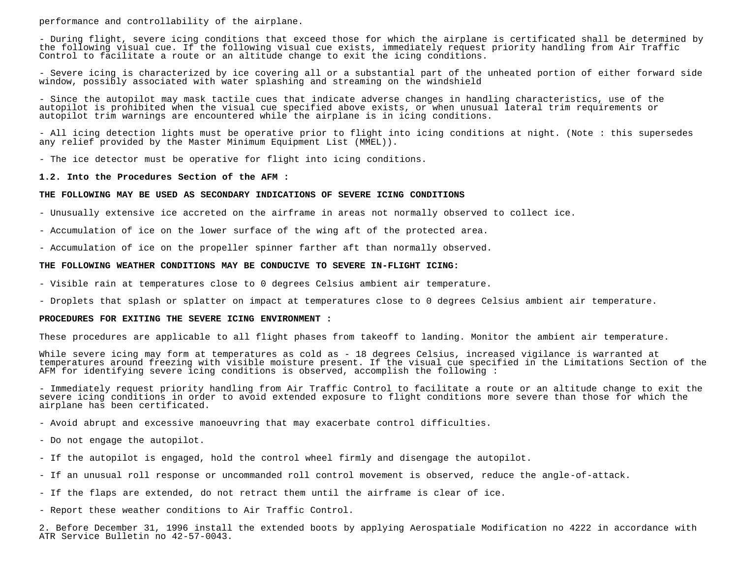performance and controllability of the airplane.

- During flight, severe icing conditions that exceed those for which the airplane is certificated shall be determined by the following visual cue. If the following visual cue exists, immediately request priority handling from Air Traffic Control to facilitate a route or an altitude change to exit the icing conditions.

- Severe icing is characterized by ice covering all or a substantial part of the unheated portion of either forward side window, possibly associated with water splashing and streaming on the windshield

- Since the autopilot may mask tactile cues that indicate adverse changes in handling characteristics, use of the autopilot is prohibited when the visual cue specified above exists, or when unusual lateral trim requirements or autopilot trim warnings are encountered while the airplane is in icing conditions.

- All icing detection lights must be operative prior to flight into icing conditions at night. (Note : this supersedes any relief provided by the Master Minimum Equipment List (MMEL)).

- The ice detector must be operative for flight into icing conditions.

**1.2. Into the Procedures Section of the AFM :**

**THE FOLLOWING MAY BE USED AS SECONDARY INDICATIONS OF SEVERE ICING CONDITIONS**

- Unusually extensive ice accreted on the airframe in areas not normally observed to collect ice.

- Accumulation of ice on the lower surface of the wing aft of the protected area.

- Accumulation of ice on the propeller spinner farther aft than normally observed.

**THE FOLLOWING WEATHER CONDITIONS MAY BE CONDUCIVE TO SEVERE IN-FLIGHT ICING:**

- Visible rain at temperatures close to 0 degrees Celsius ambient air temperature.

- Droplets that splash or splatter on impact at temperatures close to 0 degrees Celsius ambient air temperature.

**PROCEDURES FOR EXITING THE SEVERE ICING ENVIRONMENT :**

These procedures are applicable to all flight phases from takeoff to landing. Monitor the ambient air temperature.

While severe icing may form at temperatures as cold as - 18 degrees Celsius, increased vigilance is warranted at temperatures around freezing with visible moisture present. If the visual cue specified in the Limitations Section of the AFM for identifying severe icing conditions is observed, accomplish the following :

- Immediately request priority handling from Air Traffic Control to facilitate a route or an altitude change to exit the severe icing conditions in order to avoid extended exposure to flight conditions more severe than those for which the airplane has been certificated.

- Avoid abrupt and excessive manoeuvring that may exacerbate control difficulties.

- Do not engage the autopilot.

- If the autopilot is engaged, hold the control wheel firmly and disengage the autopilot.

- If an unusual roll response or uncommanded roll control movement is observed, reduce the angle-of-attack.

- If the flaps are extended, do not retract them until the airframe is clear of ice.

- Report these weather conditions to Air Traffic Control.

2. Before December 31, 1996 install the extended boots by applying Aerospatiale Modification no 4222 in accordance with ATR Service Bulletin no 42-57-0043.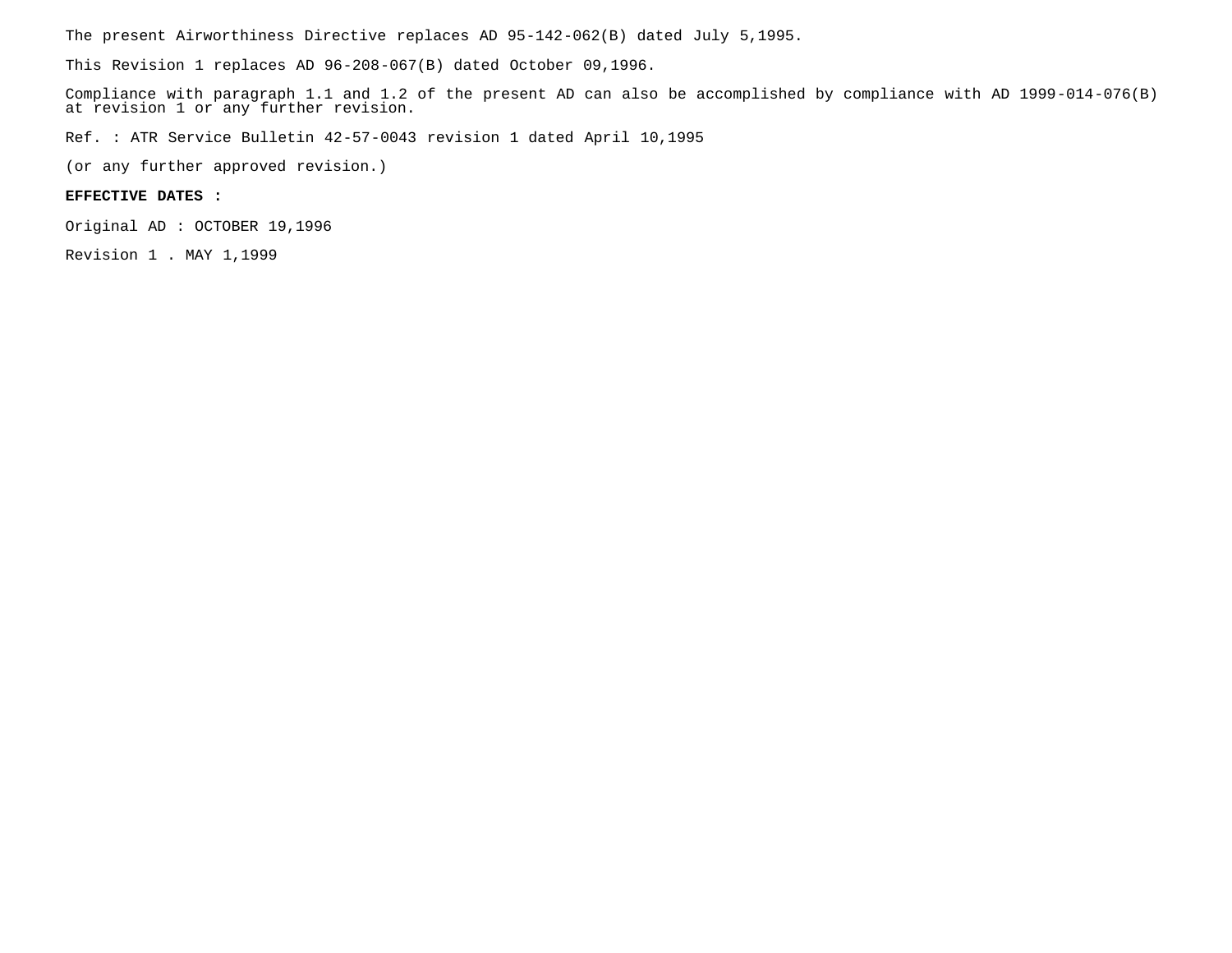The present Airworthiness Directive replaces AD 95-142-062(B) dated July 5,1995.

This Revision 1 replaces AD 96-208-067(B) dated October 09,1996.

Compliance with paragraph 1.1 and 1.2 of the present AD can also be accomplished by compliance with AD 1999-014-076(B) at revision 1 or any further revision.

Ref. : ATR Service Bulletin 42-57-0043 revision 1 dated April 10,1995

(or any further approved revision.)

**EFFECTIVE DATES :**

Original AD : OCTOBER 19,1996

Revision 1 . MAY 1,1999